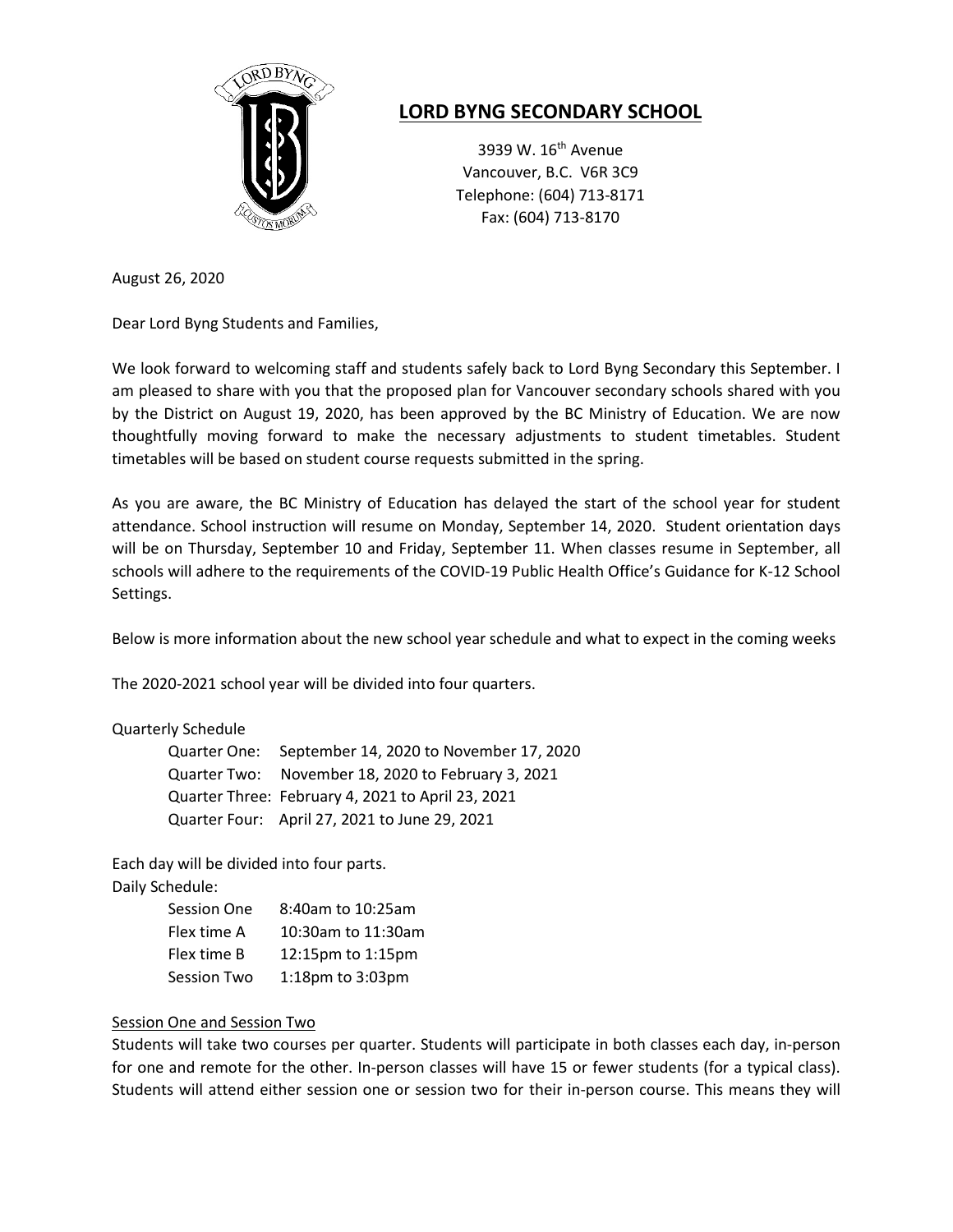# LORD BYNG SECONDARY SCHOOL

3939 W. 16th Avenue
Vancouver, B.C. V6R 3C9
Telephone: (604) 713-8171
Fax: (604) 713-8170

August 26, 2020

Dear Lord Byng Students and Families,

We look forward to welcoming staff and students safely back to Lord Byng Secondary this September. I am pleased to share with you that the proposed plan for Vancouver secondary schools shared with you by the District on August 19, 2020, has been approved by the BC Ministry of Education. We are now thoughtfully moving forward to make the necessary adjustments to student timetables. Student timetables will be based on student course requests submitted in the spring.

As you are aware, the BC Ministry of Education has delayed the start of the school year for student attendance. School instruction will resume on Monday, September 14, 2020. Student orientation days will be on Thursday, September 10 and Friday, September 11. When classes resume in September, all schools will adhere to the requirements of the COVID-19 Public Health Office's Guidance for K-12 School Settings.

Below is more information about the new school year schedule and what to expect in the coming weeks

The 2020-2021 school year will be divided into four quarters.

Quarterly Schedule

| | |
|---|---|
| Quarter One: | September 14, 2020 to November 17, 2020 |
| Quarter Two: | November 18, 2020 to February 3, 2021 |
| Quarter Three: | February 4, 2021 to April 23, 2021 |
| Quarter Four: | April 27, 2021 to June 29, 2021 |

Each day will be divided into four parts.

Daily Schedule:

| | |
|---|---|
| Session One | 8:40am to 10:25am |
| Flex time A | 10:30am to 11:30am |
| Flex time B | 12:15pm to 1:15pm |
| Session Two | 1:18pm to 3:03pm |

<u>Session One and Session Two</u>

Students will take two courses per quarter. Students will participate in both classes each day, in-person for one and remote for the other. In-person classes will have 15 or fewer students (for a typical class). Students will attend either session one or session two for their in-person course. This means they will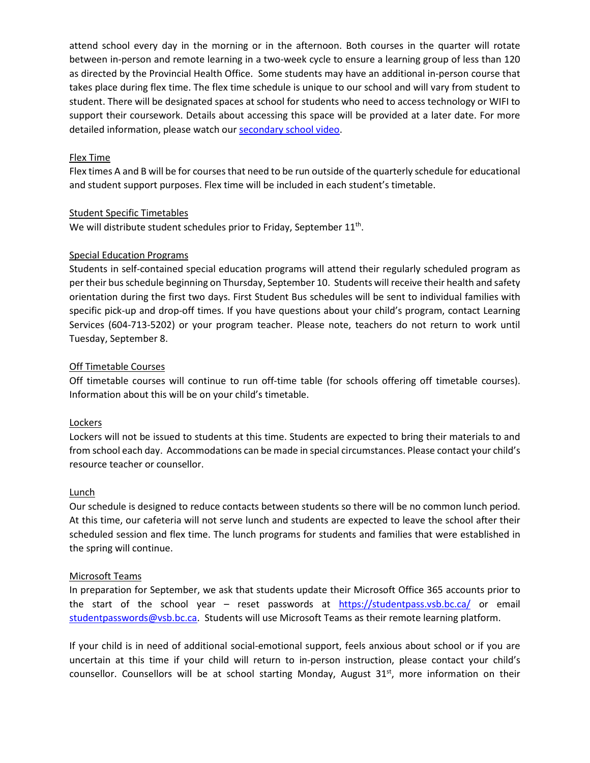attend school every day in the morning or in the afternoon. Both courses in the quarter will rotate between in-person and remote learning in a two-week cycle to ensure a learning group of less than 120 as directed by the Provincial Health Office. Some students may have an additional in-person course that takes place during flex time. The flex time schedule is unique to our school and will vary from student to student. There will be designated spaces at school for students who need to access technology or WIFI to support their coursework. Details about accessing this space will be provided at a later date. For more detailed information, please watch our secondary school video.

Flex Time

Flex times A and B will be for courses that need to be run outside of the quarterly schedule for educational and student support purposes. Flex time will be included in each student's timetable.

Student Specific Timetables

We will distribute student schedules prior to Friday, September 11th.

Special Education Programs

Students in self-contained special education programs will attend their regularly scheduled program as per their bus schedule beginning on Thursday, September 10. Students will receive their health and safety orientation during the first two days. First Student Bus schedules will be sent to individual families with specific pick-up and drop-off times. If you have questions about your child's program, contact Learning Services (604-713-5202) or your program teacher. Please note, teachers do not return to work until Tuesday, September 8.

Off Timetable Courses

Off timetable courses will continue to run off-time table (for schools offering off timetable courses). Information about this will be on your child's timetable.

Lockers

Lockers will not be issued to students at this time. Students are expected to bring their materials to and from school each day. Accommodations can be made in special circumstances. Please contact your child's resource teacher or counsellor.

Lunch

Our schedule is designed to reduce contacts between students so there will be no common lunch period. At this time, our cafeteria will not serve lunch and students are expected to leave the school after their scheduled session and flex time. The lunch programs for students and families that were established in the spring will continue.

Microsoft Teams

In preparation for September, we ask that students update their Microsoft Office 365 accounts prior to the start of the school year – reset passwords at https://studentpass.vsb.bc.ca/ or email studentpasswords@vsb.bc.ca. Students will use Microsoft Teams as their remote learning platform.

If your child is in need of additional social-emotional support, feels anxious about school or if you are uncertain at this time if your child will return to in-person instruction, please contact your child's counsellor. Counsellors will be at school starting Monday, August 31st, more information on their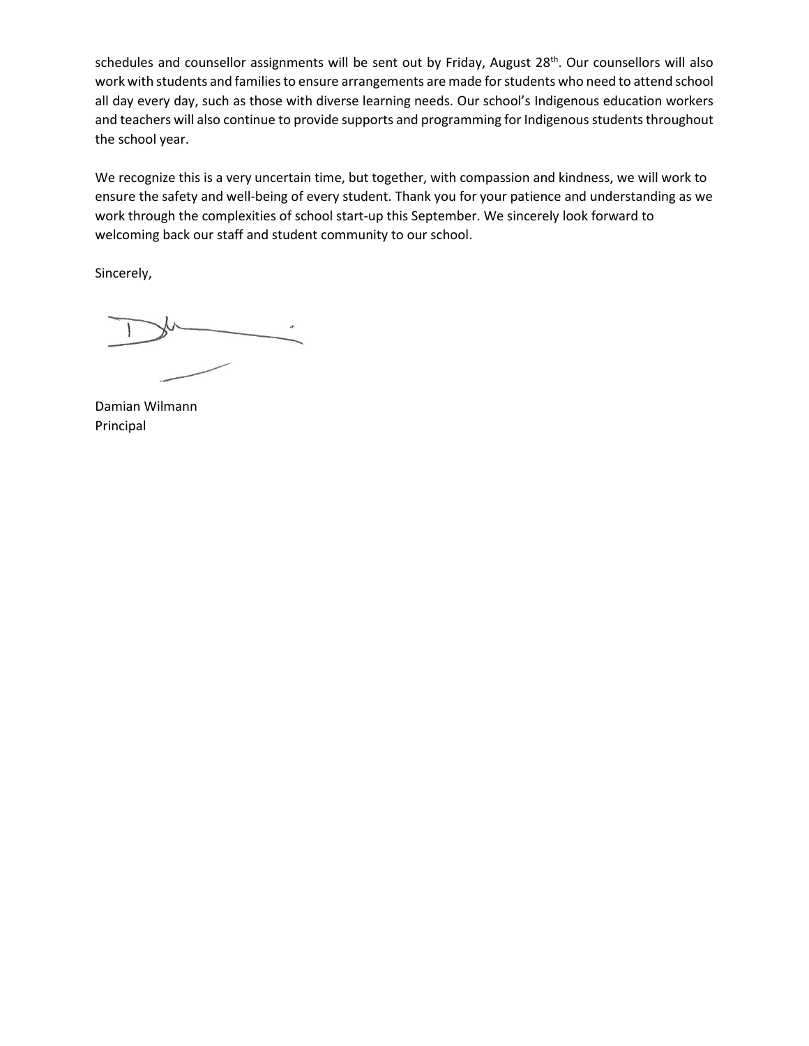schedules and counsellor assignments will be sent out by Friday, August 28th. Our counsellors will also work with students and families to ensure arrangements are made for students who need to attend school all day every day, such as those with diverse learning needs. Our school's Indigenous education workers and teachers will also continue to provide supports and programming for Indigenous students throughout the school year.

We recognize this is a very uncertain time, but together, with compassion and kindness, we will work to ensure the safety and well-being of every student. Thank you for your patience and understanding as we work through the complexities of school start-up this September. We sincerely look forward to welcoming back our staff and student community to our school.

Sincerely,

Damian Wilmann
Principal